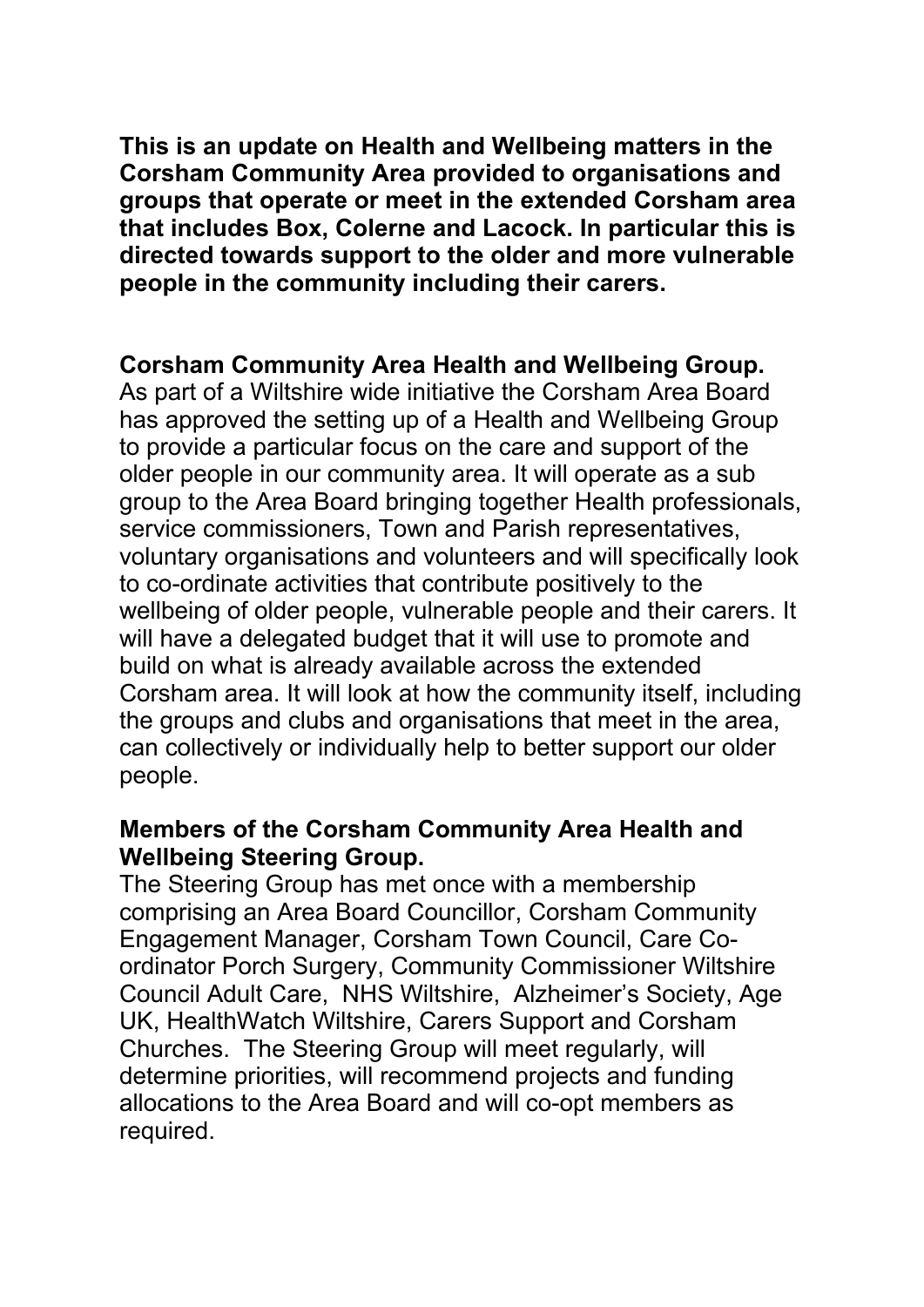**This is an update on Health and Wellbeing matters in the Corsham Community Area provided to organisations and groups that operate or meet in the extended Corsham area that includes Box, Colerne and Lacock. In particular this is directed towards support to the older and more vulnerable people in the community including their carers.**

**Corsham Community Area Health and Wellbeing Group.**

As part of a Wiltshire wide initiative the Corsham Area Board has approved the setting up of a Health and Wellbeing Group to provide a particular focus on the care and support of the older people in our community area. It will operate as a sub group to the Area Board bringing together Health professionals, service commissioners, Town and Parish representatives, voluntary organisations and volunteers and will specifically look to co-ordinate activities that contribute positively to the wellbeing of older people, vulnerable people and their carers. It will have a delegated budget that it will use to promote and build on what is already available across the extended Corsham area. It will look at how the community itself, including the groups and clubs and organisations that meet in the area, can collectively or individually help to better support our older people.

**Members of the Corsham Community Area Health and Wellbeing Steering Group.**

The Steering Group has met once with a membership comprising an Area Board Councillor, Corsham Community Engagement Manager, Corsham Town Council, Care Co-ordinator Porch Surgery, Community Commissioner Wiltshire Council Adult Care, NHS Wiltshire, Alzheimer's Society, Age UK, HealthWatch Wiltshire, Carers Support and Corsham Churches. The Steering Group will meet regularly, will determine priorities, will recommend projects and funding allocations to the Area Board and will co-opt members as required.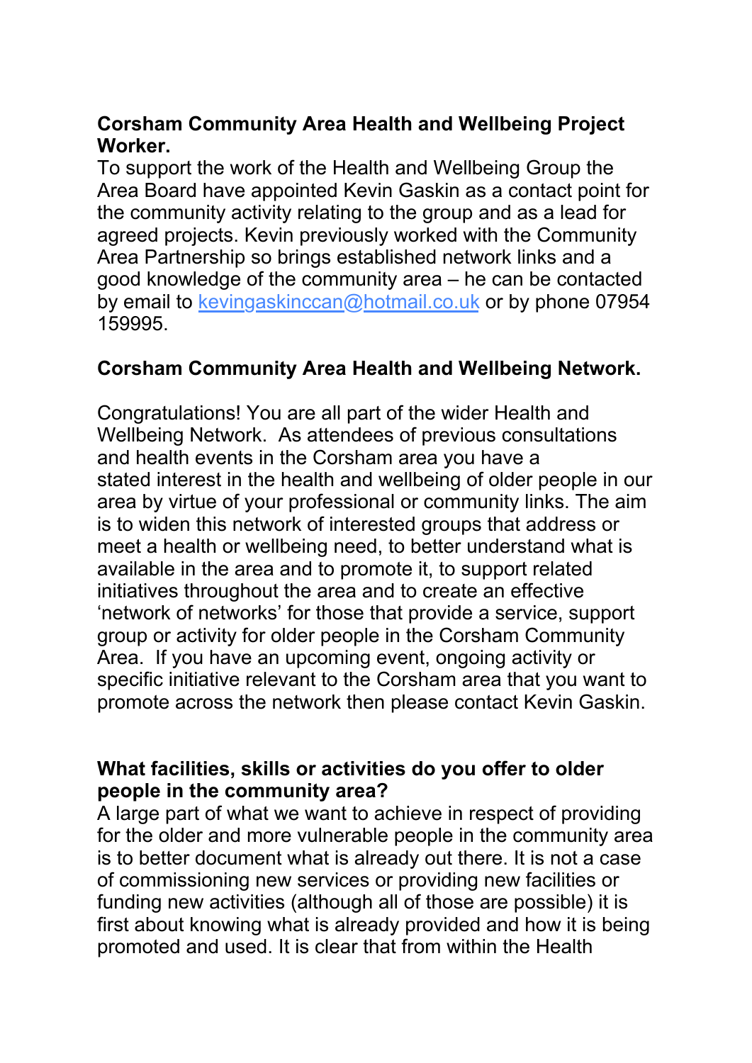**Corsham Community Area Health and Wellbeing Project Worker.**

To support the work of the Health and Wellbeing Group the Area Board have appointed Kevin Gaskin as a contact point for the community activity relating to the group and as a lead for agreed projects. Kevin previously worked with the Community Area Partnership so brings established network links and a good knowledge of the community area – he can be contacted by email to [kevingaskinccan@hotmail.co.uk](mailto:kevingaskinccan@hotmail.co.uk) or by phone 07954 159995.

**Corsham Community Area Health and Wellbeing Network.**

Congratulations! You are all part of the wider Health and Wellbeing Network. As attendees of previous consultations and health events in the Corsham area you have a stated interest in the health and wellbeing of older people in our area by virtue of your professional or community links. The aim is to widen this network of interested groups that address or meet a health or wellbeing need, to better understand what is available in the area and to promote it, to support related initiatives throughout the area and to create an effective 'network of networks' for those that provide a service, support group or activity for older people in the Corsham Community Area. If you have an upcoming event, ongoing activity or specific initiative relevant to the Corsham area that you want to promote across the network then please contact Kevin Gaskin.

**What facilities, skills or activities do you offer to older people in the community area?**

A large part of what we want to achieve in respect of providing for the older and more vulnerable people in the community area is to better document what is already out there. It is not a case of commissioning new services or providing new facilities or funding new activities (although all of those are possible) it is first about knowing what is already provided and how it is being promoted and used. It is clear that from within the Health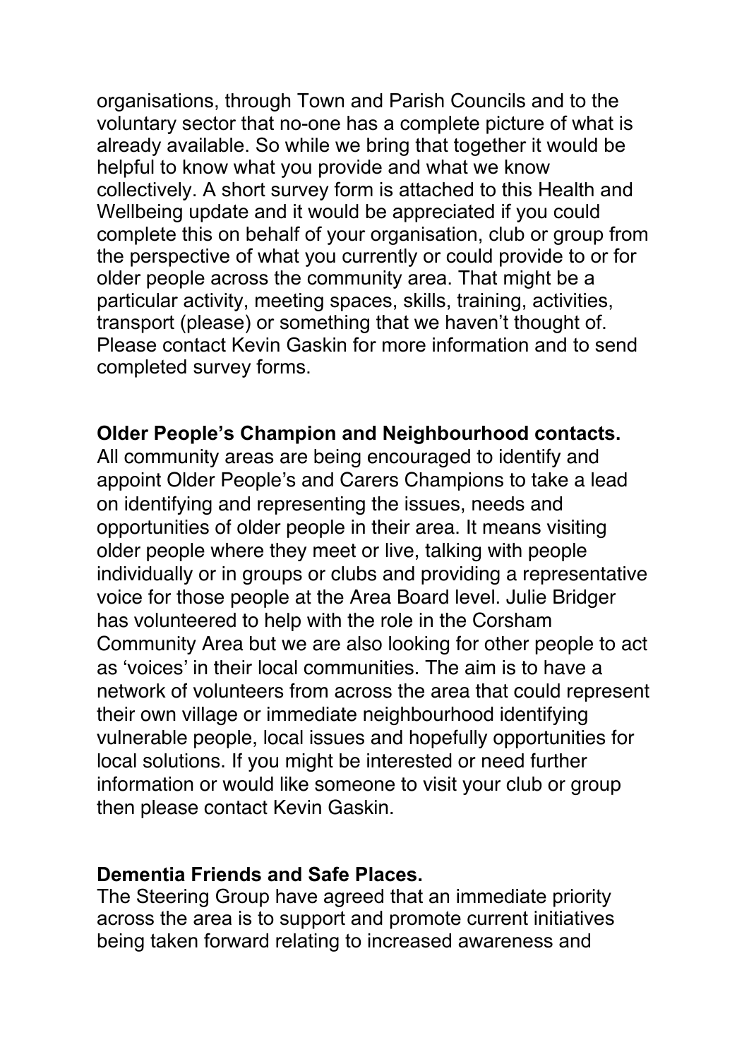organisations, through Town and Parish Councils and to the voluntary sector that no-one has a complete picture of what is already available. So while we bring that together it would be helpful to know what you provide and what we know collectively. A short survey form is attached to this Health and Wellbeing update and it would be appreciated if you could complete this on behalf of your organisation, club or group from the perspective of what you currently or could provide to or for older people across the community area. That might be a particular activity, meeting spaces, skills, training, activities, transport (please) or something that we haven't thought of. Please contact Kevin Gaskin for more information and to send completed survey forms.

**Older People's Champion and Neighbourhood contacts.**
All community areas are being encouraged to identify and appoint Older People's and Carers Champions to take a lead on identifying and representing the issues, needs and opportunities of older people in their area. It means visiting older people where they meet or live, talking with people individually or in groups or clubs and providing a representative voice for those people at the Area Board level. Julie Bridger has volunteered to help with the role in the Corsham Community Area but we are also looking for other people to act as 'voices' in their local communities. The aim is to have a network of volunteers from across the area that could represent their own village or immediate neighbourhood identifying vulnerable people, local issues and hopefully opportunities for local solutions. If you might be interested or need further information or would like someone to visit your club or group then please contact Kevin Gaskin.

**Dementia Friends and Safe Places.**
The Steering Group have agreed that an immediate priority across the area is to support and promote current initiatives being taken forward relating to increased awareness and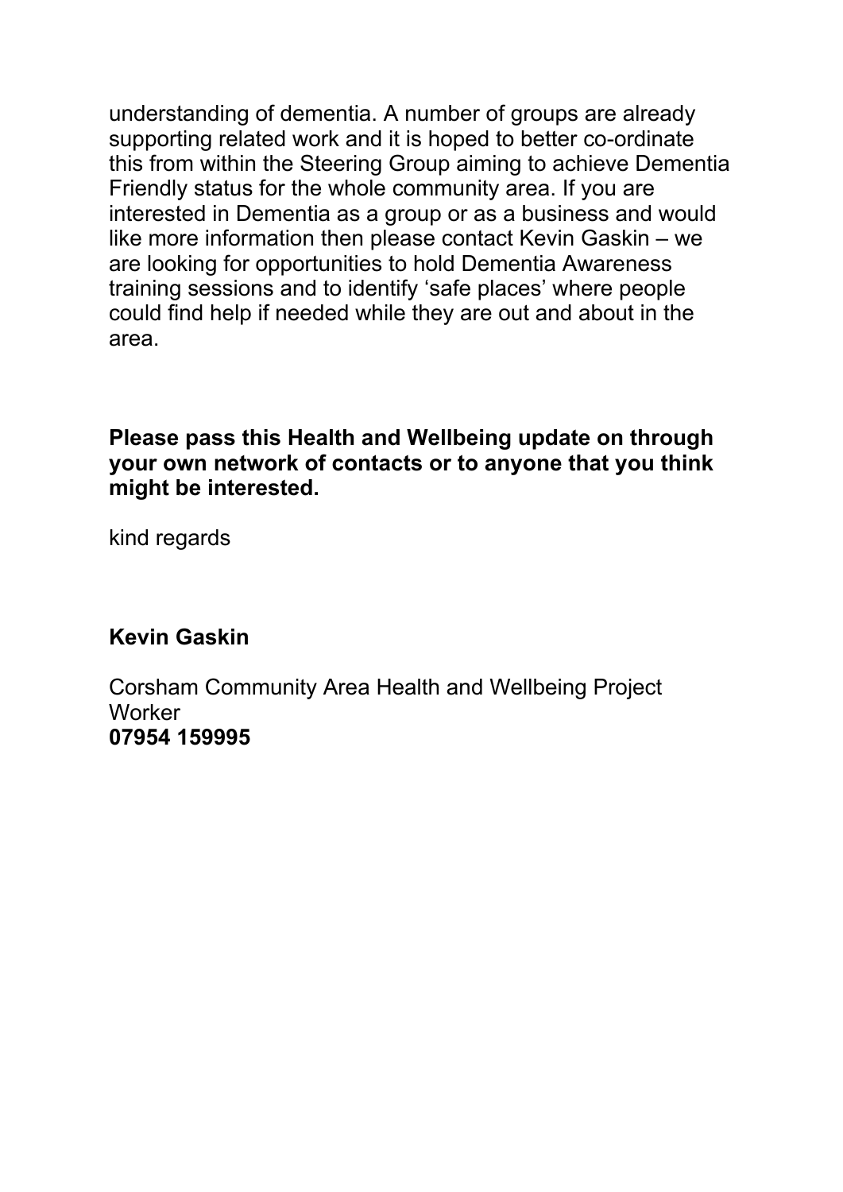understanding of dementia. A number of groups are already supporting related work and it is hoped to better co-ordinate this from within the Steering Group aiming to achieve Dementia Friendly status for the whole community area. If you are interested in Dementia as a group or as a business and would like more information then please contact Kevin Gaskin – we are looking for opportunities to hold Dementia Awareness training sessions and to identify 'safe places' where people could find help if needed while they are out and about in the area.

**Please pass this Health and Wellbeing update on through your own network of contacts or to anyone that you think might be interested.**

kind regards

**Kevin Gaskin**

Corsham Community Area Health and Wellbeing Project Worker
**07954 159995**